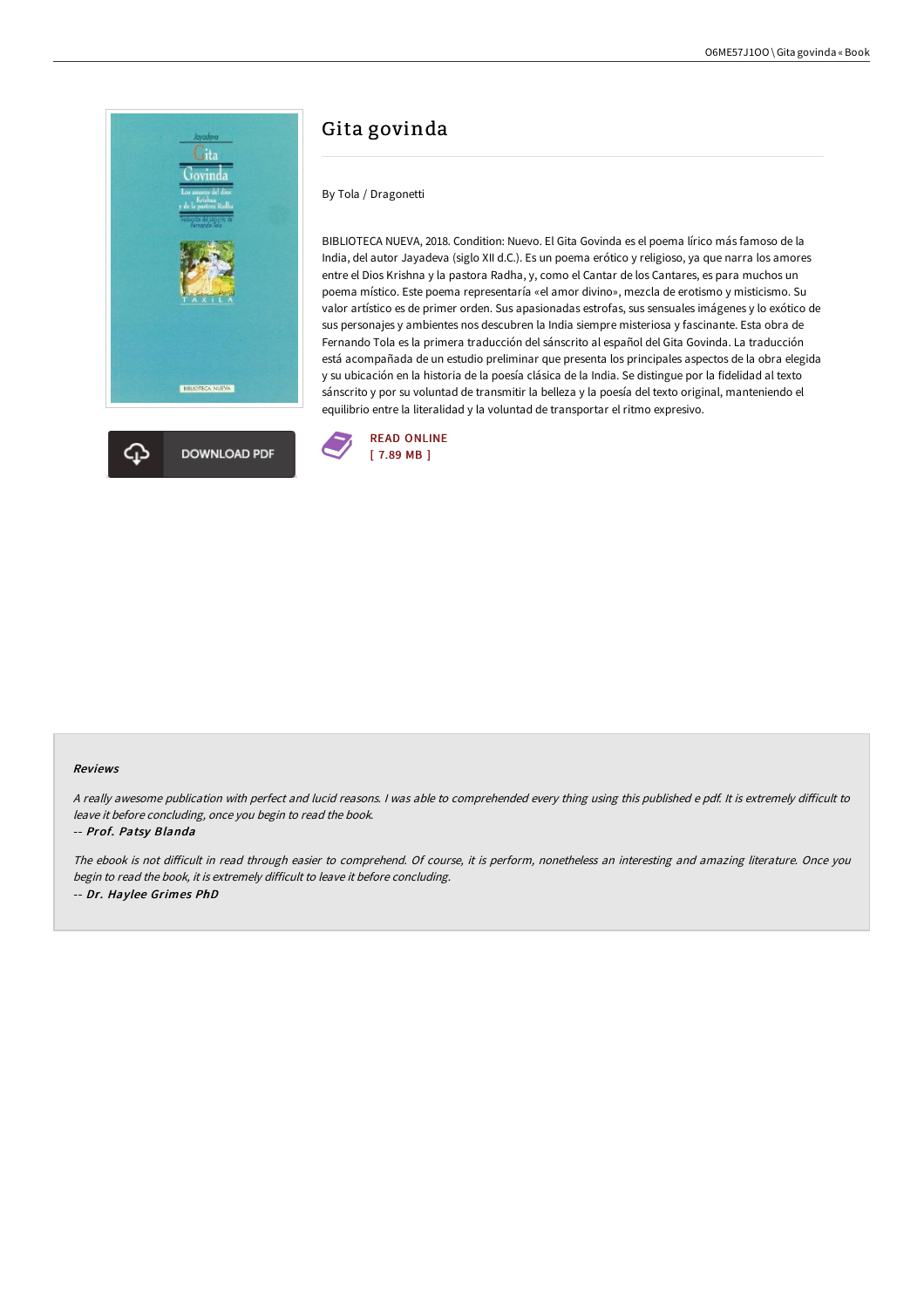# Gita govinda

By Tola / Dragonetti

BIBLIOTECA NUEVA, 2018. Condition: Nuevo. El Gita Govinda es el poema lírico más famoso de la India, del autor Jayadeva (siglo XII d.C.). Es un poema erótico y religioso, ya que narra los amores entre el Dios Krishna y la pastora Radha, y, como el Cantar de los Cantares, es para muchos un poema místico. Este poema representaría «el amor divino», mezcla de erotismo y misticismo. Su valor artístico es de primer orden. Sus apasionadas estrofas, sus sensuales imágenes y lo exótico de sus personajes y ambientes nos descubren la India siempre misteriosa y fascinante. Esta obra de Fernando Tola es la primera traducción del sánscrito al español del Gita Govinda. La traducción está acompañada de un estudio preliminar que presenta los principales aspectos de la obra elegida y su ubicación en la historia de la poesía clásica de la India. Se distingue por la fidelidad al texto sánscrito y por su voluntad de transmitir la belleza y la poesía del texto original, manteniendo el equilibrio entre la literalidad y la voluntad de transportar el ritmo expresivo.

DOWNLOAD PDF

READ ONLINE
[ 7.89 MB ]

#### Reviews

*A really awesome publication with perfect and lucid reasons. I was able to comprehended every thing using this published e pdf. It is extremely difficult to leave it before concluding, once you begin to read the book.*

-- ***Prof. Patsy Blanda***

*The ebook is not difficult in read through easier to comprehend. Of course, it is perform, nonetheless an interesting and amazing literature. Once you begin to read the book, it is extremely difficult to leave it before concluding.*

-- ***Dr. Haylee Grimes PhD***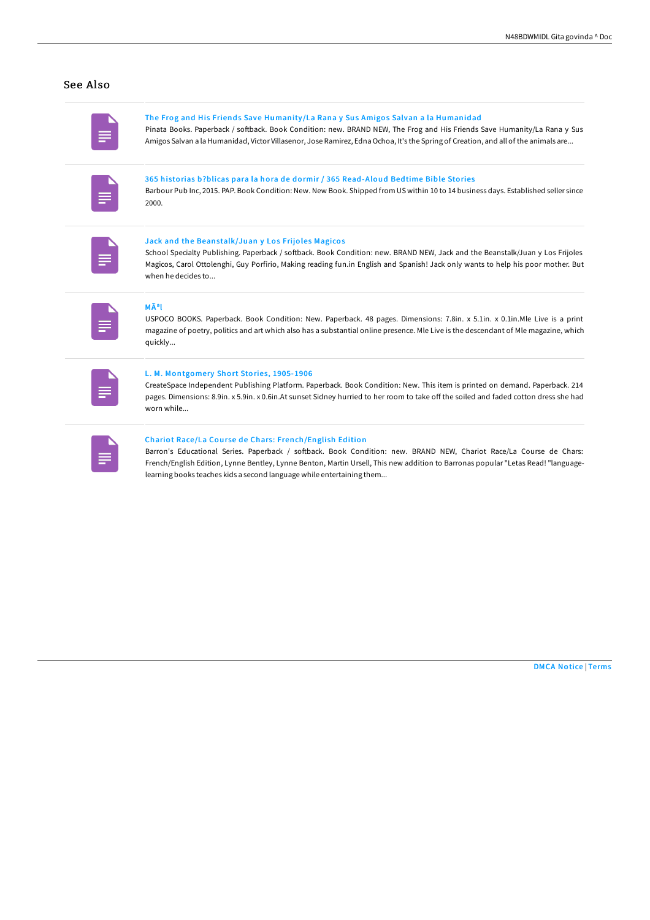## See Also

### The Frog and His Friends Save Humanity/La Rana y Sus Amigos Salvan a la Humanidad

Pinata Books. Paperback / softback. Book Condition: new. BRAND NEW, The Frog and His Friends Save Humanity/La Rana y Sus Amigos Salvan a la Humanidad, Victor Villasenor, Jose Ramirez, Edna Ochoa, It's the Spring of Creation, and all of the animals are...

### 365 historias b?blicas para la hora de dormir / 365 Read-Aloud Bedtime Bible Stories

Barbour Pub Inc, 2015. PAP. Book Condition: New. New Book. Shipped from US within 10 to 14 business days. Established seller since 2000.

### Jack and the Beanstalk/Juan y Los Frijoles Magicos

School Specialty Publishing. Paperback / softback. Book Condition: new. BRAND NEW, Jack and the Beanstalk/Juan y Los Frijoles Magicos, Carol Ottolenghi, Guy Porfirio, Making reading fun.in English and Spanish! Jack only wants to help his poor mother. But when he decides to...

### MÃªl

USPOCO BOOKS. Paperback. Book Condition: New. Paperback. 48 pages. Dimensions: 7.8in. x 5.1in. x 0.1in.Mle Live is a print magazine of poetry, politics and art which also has a substantial online presence. Mle Live is the descendant of Mle magazine, which quickly...

### L. M. Montgomery Short Stories, 1905-1906

CreateSpace Independent Publishing Platform. Paperback. Book Condition: New. This item is printed on demand. Paperback. 214 pages. Dimensions: 8.9in. x 5.9in. x 0.6in.At sunset Sidney hurried to her room to take off the soiled and faded cotton dress she had worn while...

### Chariot Race/La Course de Chars: French/English Edition

Barron's Educational Series. Paperback / softback. Book Condition: new. BRAND NEW, Chariot Race/La Course de Chars: French/English Edition, Lynne Bentley, Lynne Benton, Martin Ursell, This new addition to Barronas popular "Letas Read! "language-learning books teaches kids a second language while entertaining them...

DMCA Notice | Terms